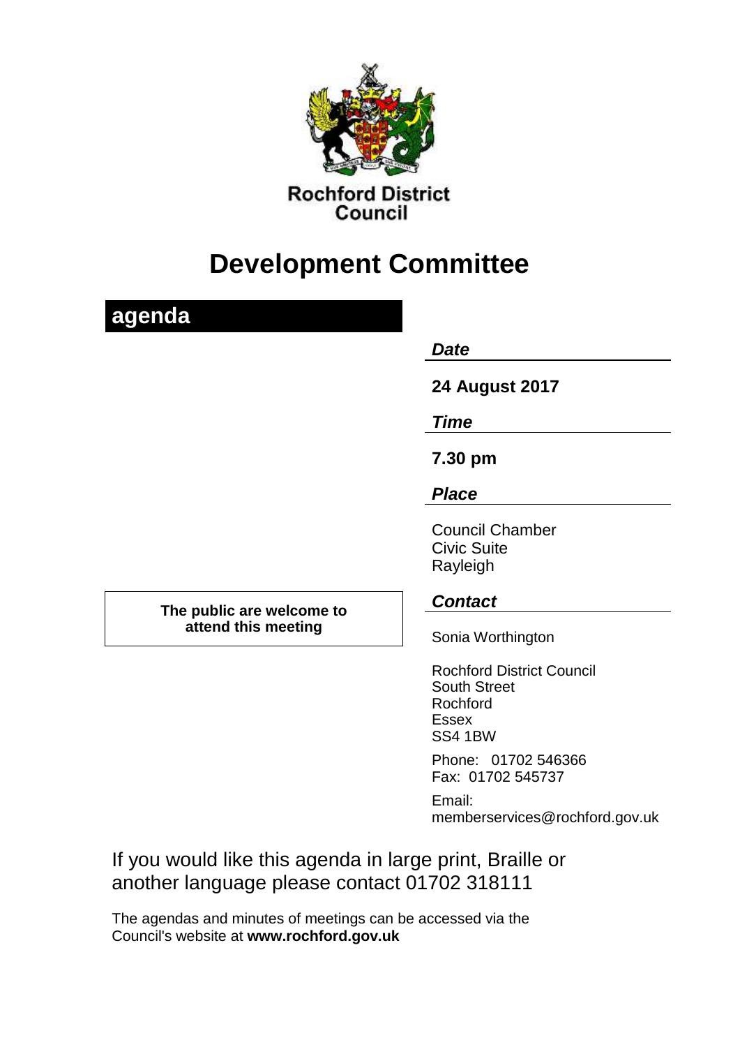Rochford District Council

# Development Committee

## agenda

***Date***

**24 August 2017**

***Time***

**7.30 pm**

***Place***

Council Chamber
Civic Suite
Rayleigh

**The public are welcome to attend this meeting**

***Contact***

Sonia Worthington

Rochford District Council
South Street
Rochford
Essex
SS4 1BW

Phone: 01702 546366
Fax: 01702 545737

Email:
memberservices@rochford.gov.uk

If you would like this agenda in large print, Braille or another language please contact 01702 318111

The agendas and minutes of meetings can be accessed via the Council's website at **www.rochford.gov.uk**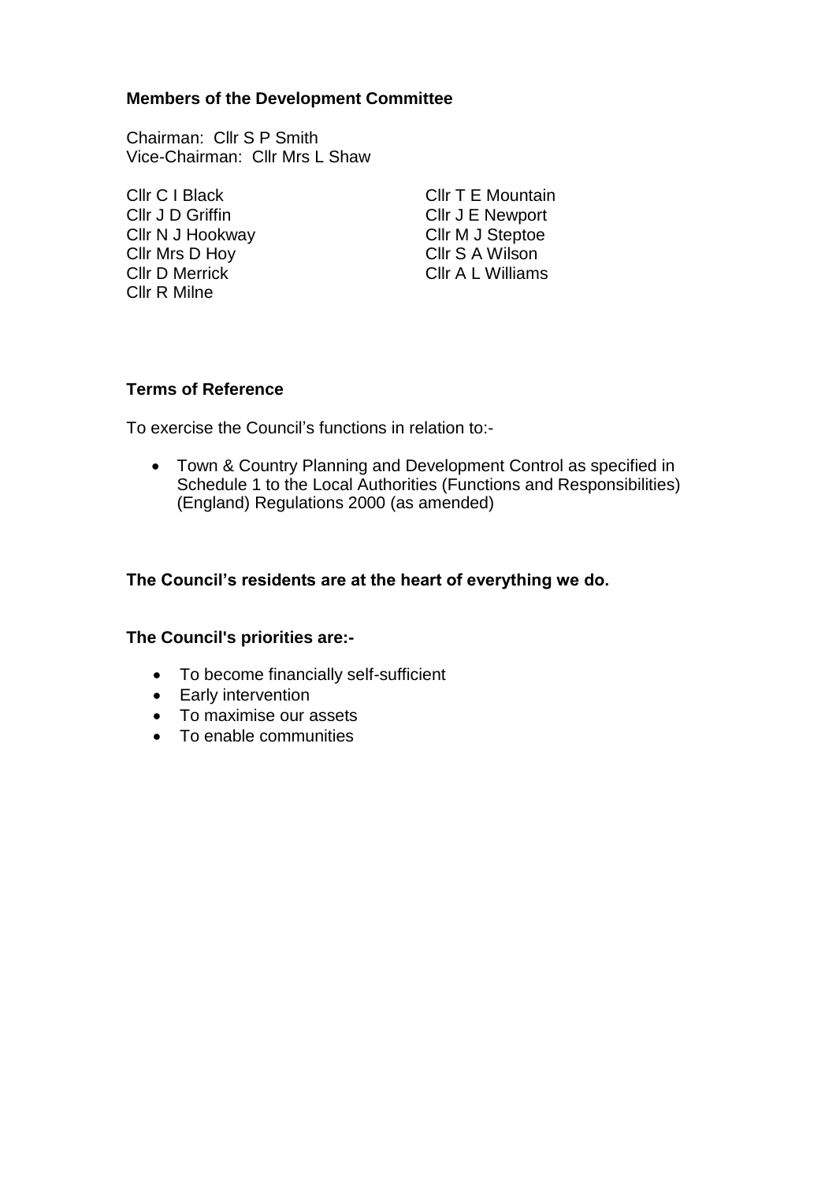**Members of the Development Committee**

Chairman: Cllr S P Smith
Vice-Chairman: Cllr Mrs L Shaw

Cllr C I Black
Cllr J D Griffin
Cllr N J Hookway
Cllr Mrs D Hoy
Cllr D Merrick
Cllr R Milne
Cllr T E Mountain
Cllr J E Newport
Cllr M J Steptoe
Cllr S A Wilson
Cllr A L Williams

**Terms of Reference**

To exercise the Council's functions in relation to:-

- Town & Country Planning and Development Control as specified in Schedule 1 to the Local Authorities (Functions and Responsibilities) (England) Regulations 2000 (as amended)

**The Council's residents are at the heart of everything we do.**

**The Council's priorities are:-**

- To become financially self-sufficient
- Early intervention
- To maximise our assets
- To enable communities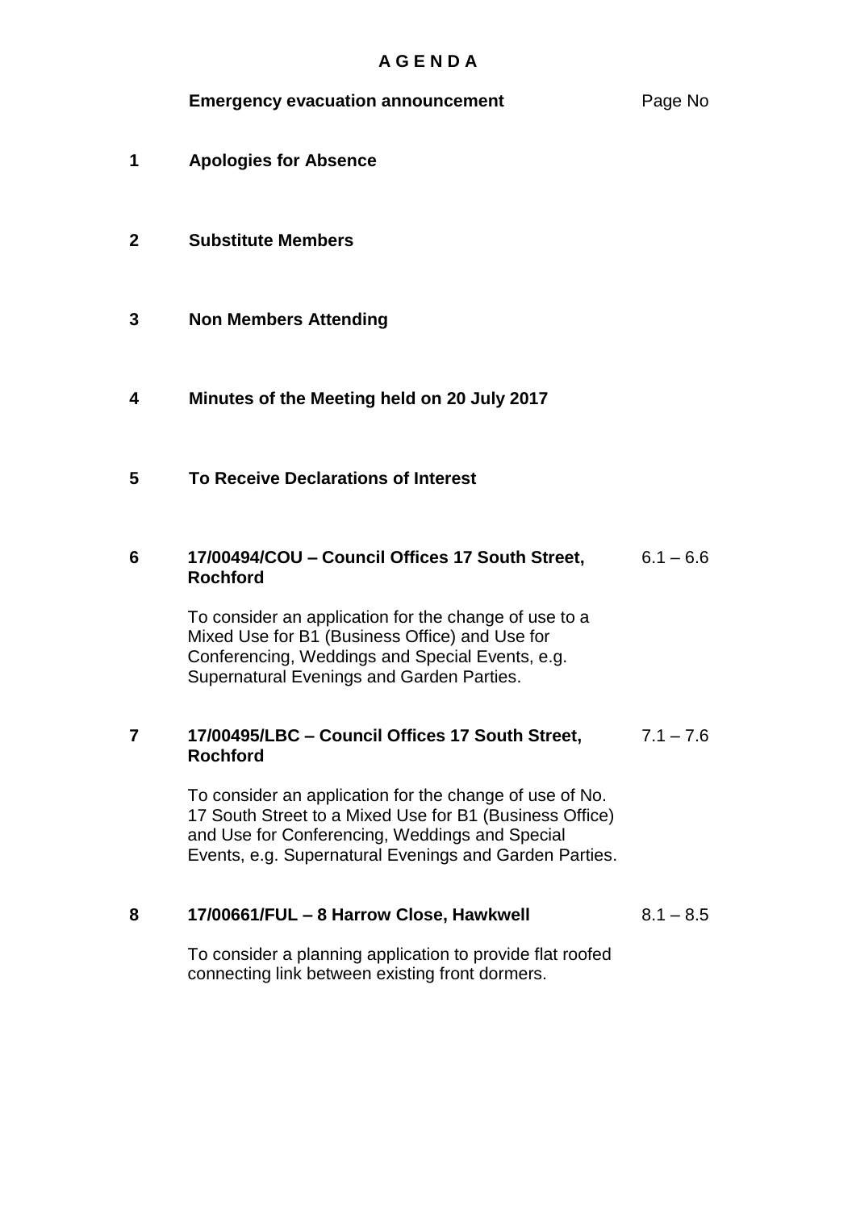# A G E N D A

| | | Page No |
|---|---|---|
| | **Emergency evacuation announcement** | |
| **1** | **Apologies for Absence** | |
| **2** | **Substitute Members** | |
| **3** | **Non Members Attending** | |
| **4** | **Minutes of the Meeting held on 20 July 2017** | |
| **5** | **To Receive Declarations of Interest** | |
| **6** | **17/00494/COU – Council Offices 17 South Street, Rochford**<br><br>To consider an application for the change of use to a Mixed Use for B1 (Business Office) and Use for Conferencing, Weddings and Special Events, e.g. Supernatural Evenings and Garden Parties. | 6.1 – 6.6 |
| **7** | **17/00495/LBC – Council Offices 17 South Street, Rochford**<br><br>To consider an application for the change of use of No. 17 South Street to a Mixed Use for B1 (Business Office) and Use for Conferencing, Weddings and Special Events, e.g. Supernatural Evenings and Garden Parties. | 7.1 – 7.6 |
| **8** | **17/00661/FUL – 8 Harrow Close, Hawkwell**<br><br>To consider a planning application to provide flat roofed connecting link between existing front dormers. | 8.1 – 8.5 |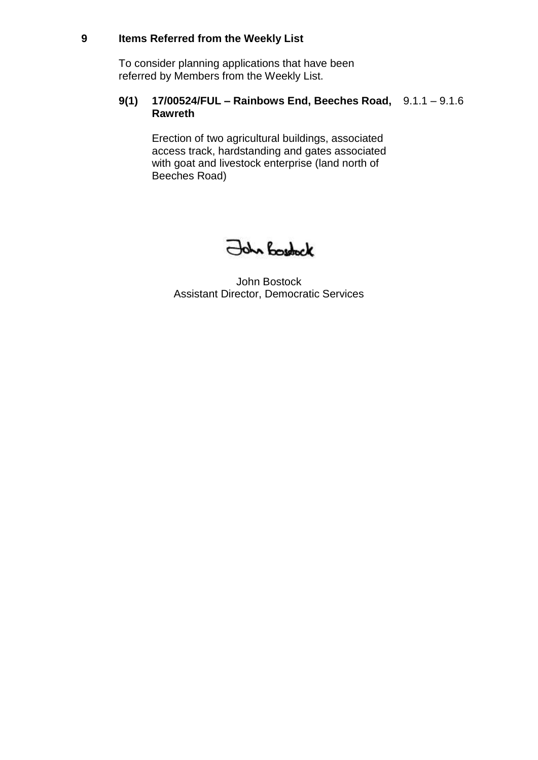## 9 Items Referred from the Weekly List

To consider planning applications that have been referred by Members from the Weekly List.

**9(1) 17/00524/FUL – Rainbows End, Beeches Road, Rawreth** 9.1.1 – 9.1.6

Erection of two agricultural buildings, associated access track, hardstanding and gates associated with goat and livestock enterprise (land north of Beeches Road)

John Bostock

John Bostock
Assistant Director, Democratic Services